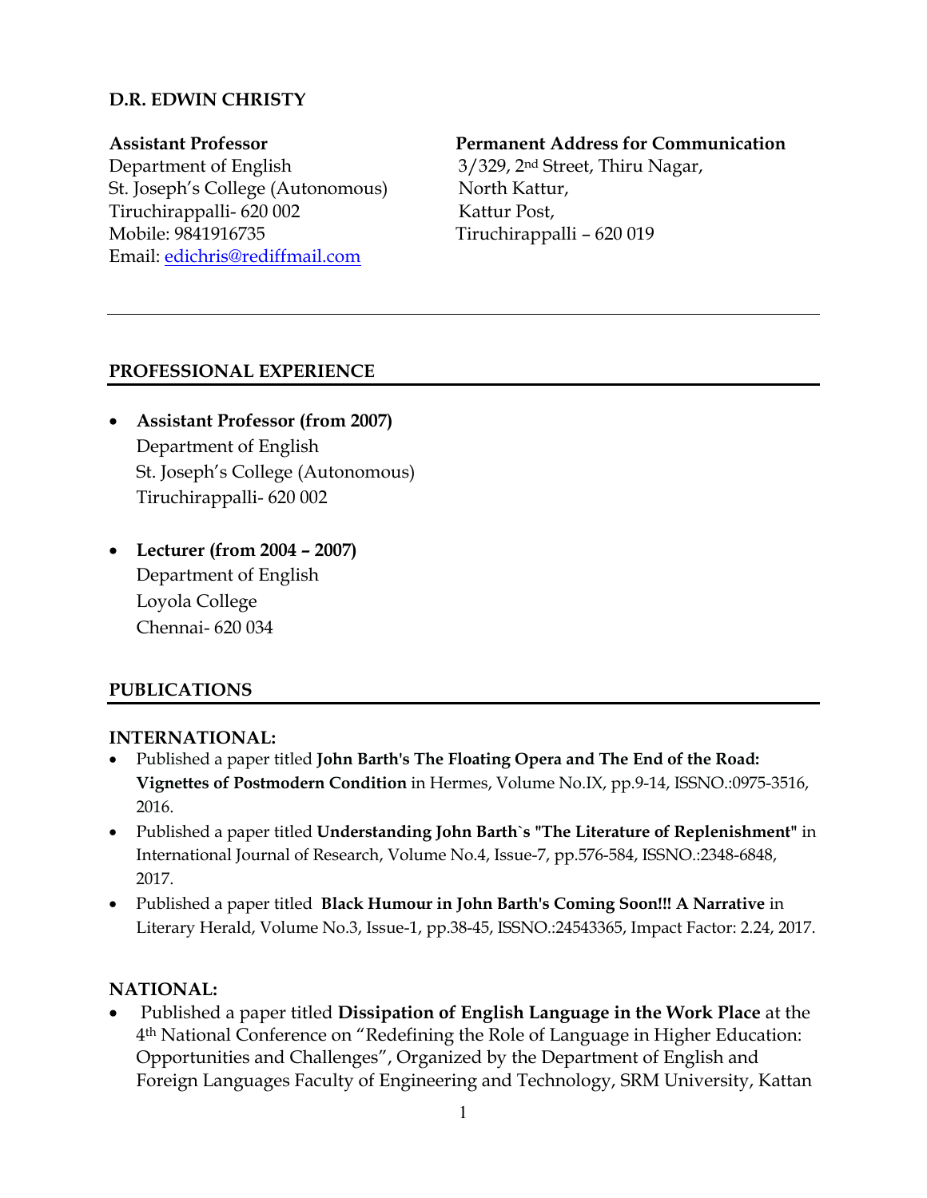**D.R. EDWIN CHRISTY**

**Assistant Professor**
Department of English
St. Joseph's College (Autonomous)
Tiruchirappalli- 620 002
Mobile: 9841916735
Email: edichris@rediffmail.com

**Permanent Address for Communication**
3/329, 2nd Street, Thiru Nagar,
North Kattur,
Kattur Post,
Tiruchirappalli – 620 019

---

## PROFESSIONAL EXPERIENCE

- **Assistant Professor (from 2007)**
  Department of English
  St. Joseph's College (Autonomous)
  Tiruchirappalli- 620 002

- **Lecturer (from 2004 – 2007)**
  Department of English
  Loyola College
  Chennai- 620 034

## PUBLICATIONS

### INTERNATIONAL:

- Published a paper titled **John Barth's The Floating Opera and The End of the Road: Vignettes of Postmodern Condition** in Hermes, Volume No.IX, pp.9-14, ISSNO.:0975-3516, 2016.
- Published a paper titled **Understanding John Barth`s "The Literature of Replenishment"** in International Journal of Research, Volume No.4, Issue-7, pp.576-584, ISSNO.:2348-6848, 2017.
- Published a paper titled **Black Humour in John Barth's Coming Soon!!! A Narrative** in Literary Herald, Volume No.3, Issue-1, pp.38-45, ISSNO.:24543365, Impact Factor: 2.24, 2017.

### NATIONAL:

- Published a paper titled **Dissipation of English Language in the Work Place** at the 4th National Conference on "Redefining the Role of Language in Higher Education: Opportunities and Challenges", Organized by the Department of English and Foreign Languages Faculty of Engineering and Technology, SRM University, Kattan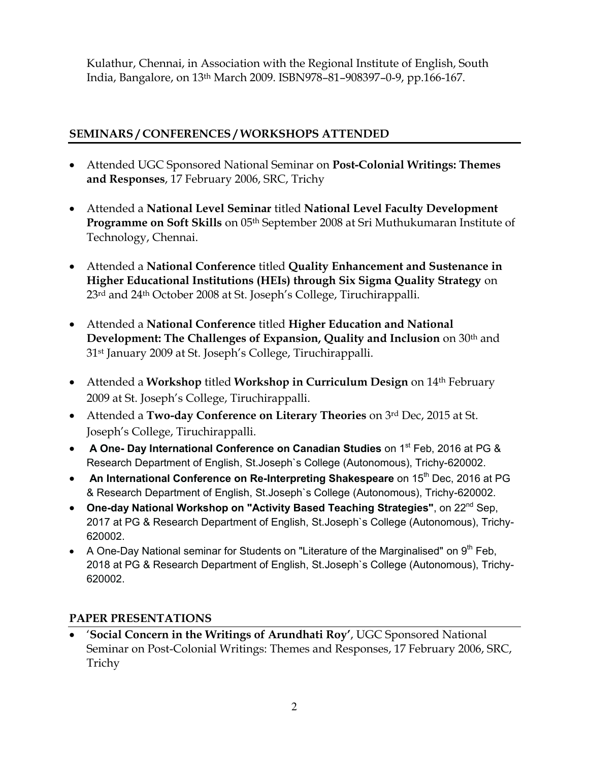Kulathur, Chennai, in Association with the Regional Institute of English, South India, Bangalore, on 13th March 2009. ISBN978–81–908397–0-9, pp.166-167.

## SEMINARS / CONFERENCES / WORKSHOPS ATTENDED

- Attended UGC Sponsored National Seminar on **Post-Colonial Writings: Themes and Responses**, 17 February 2006, SRC, Trichy
- Attended a **National Level Seminar** titled **National Level Faculty Development Programme on Soft Skills** on 05th September 2008 at Sri Muthukumaran Institute of Technology, Chennai.
- Attended a **National Conference** titled **Quality Enhancement and Sustenance in Higher Educational Institutions (HEIs) through Six Sigma Quality Strategy** on 23rd and 24th October 2008 at St. Joseph's College, Tiruchirappalli.
- Attended a **National Conference** titled **Higher Education and National Development: The Challenges of Expansion, Quality and Inclusion** on 30th and 31st January 2009 at St. Joseph's College, Tiruchirappalli.
- Attended a **Workshop** titled **Workshop in Curriculum Design** on 14th February 2009 at St. Joseph's College, Tiruchirappalli.
- Attended a **Two-day Conference on Literary Theories** on 3rd Dec, 2015 at St. Joseph's College, Tiruchirappalli.
- **A One- Day International Conference on Canadian Studies** on 1st Feb, 2016 at PG & Research Department of English, St.Joseph`s College (Autonomous), Trichy-620002.
- **An International Conference on Re-Interpreting Shakespeare** on 15th Dec, 2016 at PG & Research Department of English, St.Joseph`s College (Autonomous), Trichy-620002.
- **One-day National Workshop on "Activity Based Teaching Strategies"**, on 22nd Sep, 2017 at PG & Research Department of English, St.Joseph`s College (Autonomous), Trichy-620002.
- A One-Day National seminar for Students on "Literature of the Marginalised" on 9th Feb, 2018 at PG & Research Department of English, St.Joseph`s College (Autonomous), Trichy-620002.

## PAPER PRESENTATIONS

- '**Social Concern in the Writings of Arundhati Roy'**, UGC Sponsored National Seminar on Post-Colonial Writings: Themes and Responses, 17 February 2006, SRC, Trichy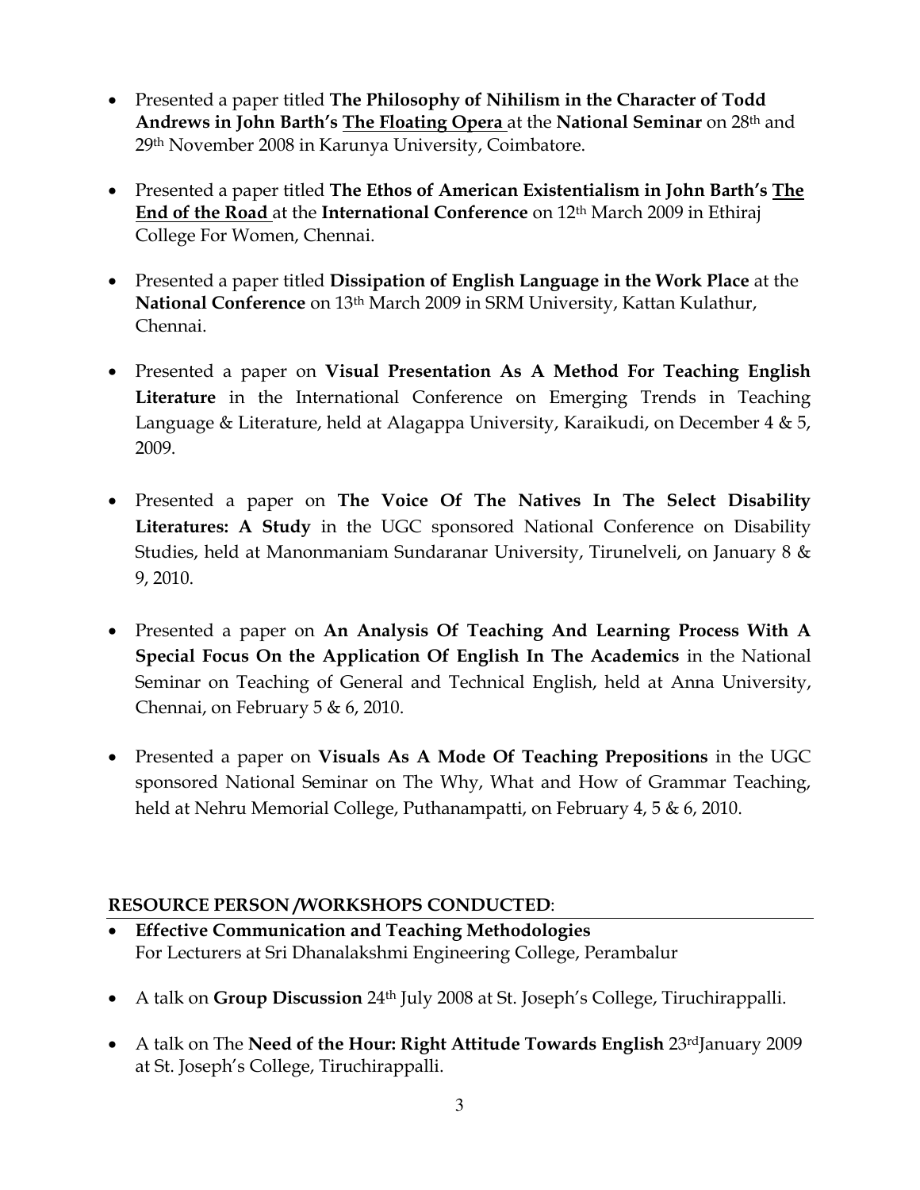- Presented a paper titled **The Philosophy of Nihilism in the Character of Todd Andrews in John Barth's <u>The Floating Opera</u>** at the **National Seminar** on 28th and 29th November 2008 in Karunya University, Coimbatore.

- Presented a paper titled **The Ethos of American Existentialism in John Barth's <u>The End of the Road</u>** at the **International Conference** on 12th March 2009 in Ethiraj College For Women, Chennai.

- Presented a paper titled **Dissipation of English Language in the Work Place** at the **National Conference** on 13th March 2009 in SRM University, Kattan Kulathur, Chennai.

- Presented a paper on **Visual Presentation As A Method For Teaching English Literature** in the International Conference on Emerging Trends in Teaching Language & Literature, held at Alagappa University, Karaikudi, on December 4 & 5, 2009.

- Presented a paper on **The Voice Of The Natives In The Select Disability Literatures: A Study** in the UGC sponsored National Conference on Disability Studies, held at Manonmaniam Sundaranar University, Tirunelveli, on January 8 & 9, 2010.

- Presented a paper on **An Analysis Of Teaching And Learning Process With A Special Focus On the Application Of English In The Academics** in the National Seminar on Teaching of General and Technical English, held at Anna University, Chennai, on February 5 & 6, 2010.

- Presented a paper on **Visuals As A Mode Of Teaching Prepositions** in the UGC sponsored National Seminar on The Why, What and How of Grammar Teaching, held at Nehru Memorial College, Puthanampatti, on February 4, 5 & 6, 2010.

## RESOURCE PERSON /WORKSHOPS CONDUCTED:

- **Effective Communication and Teaching Methodologies**
  For Lecturers at Sri Dhanalakshmi Engineering College, Perambalur

- A talk on **Group Discussion** 24th July 2008 at St. Joseph's College, Tiruchirappalli.

- A talk on The **Need of the Hour: Right Attitude Towards English** 23rdJanuary 2009 at St. Joseph's College, Tiruchirappalli.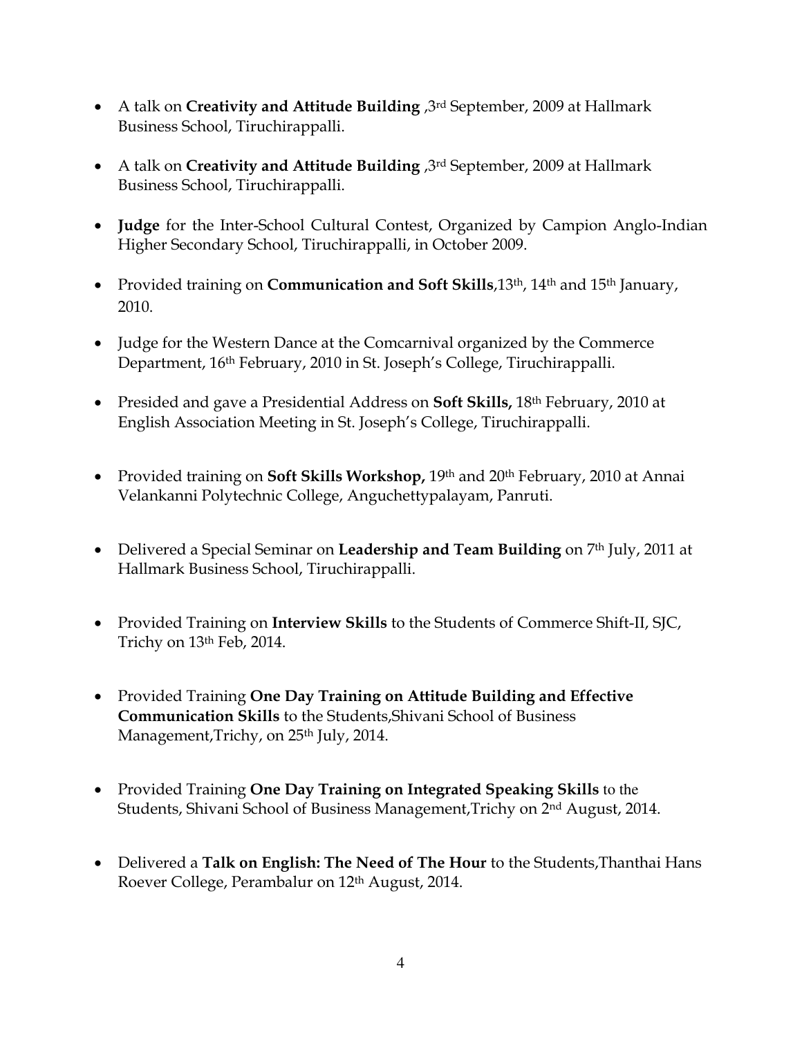- A talk on **Creativity and Attitude Building** ,3rd September, 2009 at Hallmark Business School, Tiruchirappalli.

- A talk on **Creativity and Attitude Building** ,3rd September, 2009 at Hallmark Business School, Tiruchirappalli.

- **Judge** for the Inter-School Cultural Contest, Organized by Campion Anglo-Indian Higher Secondary School, Tiruchirappalli, in October 2009.

- Provided training on **Communication and Soft Skills**,13th, 14th and 15th January, 2010.

- Judge for the Western Dance at the Comcarnival organized by the Commerce Department, 16th February, 2010 in St. Joseph's College, Tiruchirappalli.

- Presided and gave a Presidential Address on **Soft Skills,** 18th February, 2010 at English Association Meeting in St. Joseph's College, Tiruchirappalli.

- Provided training on **Soft Skills Workshop,** 19th and 20th February, 2010 at Annai Velankanni Polytechnic College, Anguchettypalayam, Panruti.

- Delivered a Special Seminar on **Leadership and Team Building** on 7th July, 2011 at Hallmark Business School, Tiruchirappalli.

- Provided Training on **Interview Skills** to the Students of Commerce Shift-II, SJC, Trichy on 13th Feb, 2014.

- Provided Training **One Day Training on Attitude Building and Effective Communication Skills** to the Students,Shivani School of Business Management,Trichy, on 25th July, 2014.

- Provided Training **One Day Training on Integrated Speaking Skills** to the Students, Shivani School of Business Management,Trichy on 2nd August, 2014.

- Delivered a **Talk on English: The Need of The Hour** to the Students,Thanthai Hans Roever College, Perambalur on 12th August, 2014.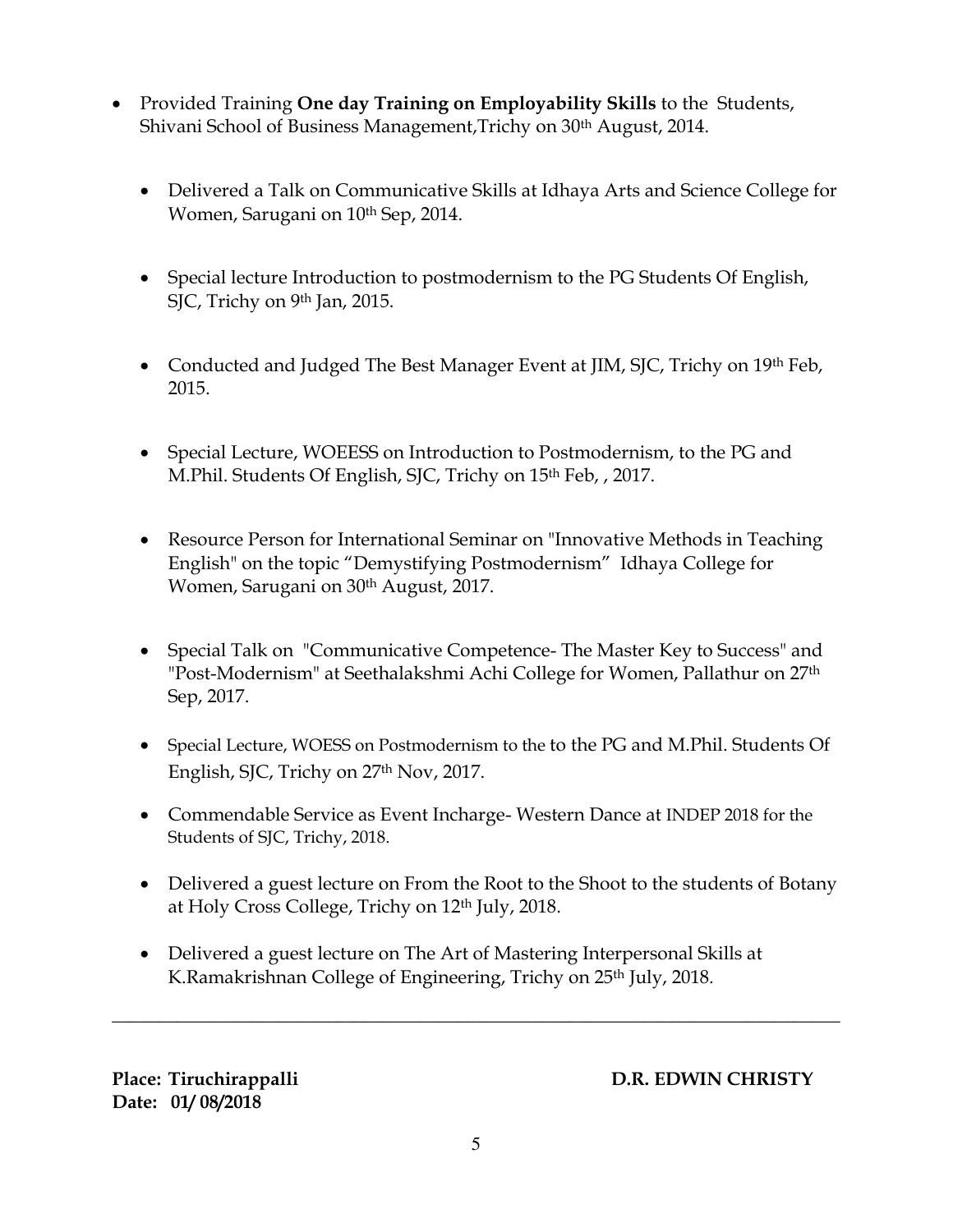- Provided Training **One day Training on Employability Skills** to the Students, Shivani School of Business Management,Trichy on 30th August, 2014.

- Delivered a Talk on Communicative Skills at Idhaya Arts and Science College for Women, Sarugani on 10th Sep, 2014.

- Special lecture Introduction to postmodernism to the PG Students Of English, SJC, Trichy on 9th Jan, 2015.

- Conducted and Judged The Best Manager Event at JIM, SJC, Trichy on 19th Feb, 2015.

- Special Lecture, WOEESS on Introduction to Postmodernism, to the PG and M.Phil. Students Of English, SJC, Trichy on 15th Feb, , 2017.

- Resource Person for International Seminar on "Innovative Methods in Teaching English" on the topic "Demystifying Postmodernism" Idhaya College for Women, Sarugani on 30th August, 2017.

- Special Talk on "Communicative Competence- The Master Key to Success" and "Post-Modernism" at Seethalakshmi Achi College for Women, Pallathur on 27th Sep, 2017.

- Special Lecture, WOESS on Postmodernism to the to the PG and M.Phil. Students Of English, SJC, Trichy on 27th Nov, 2017.

- Commendable Service as Event Incharge- Western Dance at INDEP 2018 for the Students of SJC, Trichy, 2018.

- Delivered a guest lecture on From the Root to the Shoot to the students of Botany at Holy Cross College, Trichy on 12th July, 2018.

- Delivered a guest lecture on The Art of Mastering Interpersonal Skills at K.Ramakrishnan College of Engineering, Trichy on 25th July, 2018.

---

**Place: Tiruchirappalli** **D.R. EDWIN CHRISTY**

**Date: 01/ 08/2018**